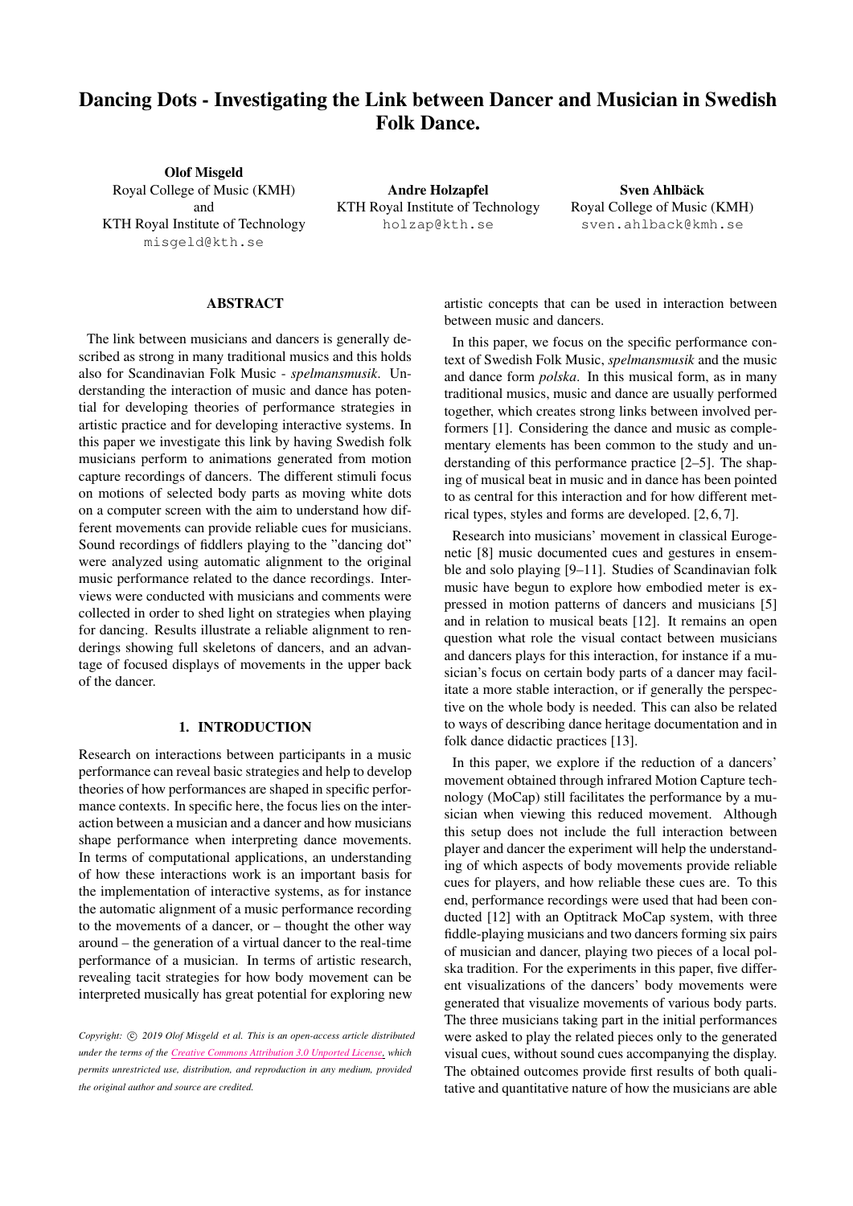# Dancing Dots - Investigating the Link between Dancer and Musician in Swedish Folk Dance.

**Olof Misgeld**
Royal College of Music (KMH)
and
KTH Royal Institute of Technology
misgeld@kth.se

**Andre Holzapfel**
KTH Royal Institute of Technology
holzap@kth.se

**Sven Ahlbäck**
Royal College of Music (KMH)
sven.ahlback@kmh.se

## ABSTRACT

The link between musicians and dancers is generally described as strong in many traditional musics and this holds also for Scandinavian Folk Music - *spelmansmusik*. Understanding the interaction of music and dance has potential for developing theories of performance strategies in artistic practice and for developing interactive systems. In this paper we investigate this link by having Swedish folk musicians perform to animations generated from motion capture recordings of dancers. The different stimuli focus on motions of selected body parts as moving white dots on a computer screen with the aim to understand how different movements can provide reliable cues for musicians. Sound recordings of fiddlers playing to the "dancing dot" were analyzed using automatic alignment to the original music performance related to the dance recordings. Interviews were conducted with musicians and comments were collected in order to shed light on strategies when playing for dancing. Results illustrate a reliable alignment to renderings showing full skeletons of dancers, and an advantage of focused displays of movements in the upper back of the dancer.

## 1. INTRODUCTION

Research on interactions between participants in a music performance can reveal basic strategies and help to develop theories of how performances are shaped in specific performance contexts. In specific here, the focus lies on the interaction between a musician and a dancer and how musicians shape performance when interpreting dance movements. In terms of computational applications, an understanding of how these interactions work is an important basis for the implementation of interactive systems, as for instance the automatic alignment of a music performance recording to the movements of a dancer, or – thought the other way around – the generation of a virtual dancer to the real-time performance of a musician. In terms of artistic research, revealing tacit strategies for how body movement can be interpreted musically has great potential for exploring new artistic concepts that can be used in interaction between between music and dancers.

In this paper, we focus on the specific performance context of Swedish Folk Music, *spelmansmusik* and the music and dance form *polska*. In this musical form, as in many traditional musics, music and dance are usually performed together, which creates strong links between involved performers [1]. Considering the dance and music as complementary elements has been common to the study and understanding of this performance practice [2–5]. The shaping of musical beat in music and in dance has been pointed to as central for this interaction and for how different metrical types, styles and forms are developed. [2, 6, 7].

Research into musicians' movement in classical Eurogenetic [8] music documented cues and gestures in ensemble and solo playing [9–11]. Studies of Scandinavian folk music have begun to explore how embodied meter is expressed in motion patterns of dancers and musicians [5] and in relation to musical beats [12]. It remains an open question what role the visual contact between musicians and dancers plays for this interaction, for instance if a musician's focus on certain body parts of a dancer may facilitate a more stable interaction, or if generally the perspective on the whole body is needed. This can also be related to ways of describing dance heritage documentation and in folk dance didactic practices [13].

In this paper, we explore if the reduction of a dancers' movement obtained through infrared Motion Capture technology (MoCap) still facilitates the performance by a musician when viewing this reduced movement. Although this setup does not include the full interaction between player and dancer the experiment will help the understanding of which aspects of body movements provide reliable cues for players, and how reliable these cues are. To this end, performance recordings were used that had been conducted [12] with an Optitrack MoCap system, with three fiddle-playing musicians and two dancers forming six pairs of musician and dancer, playing two pieces of a local polska tradition. For the experiments in this paper, five different visualizations of the dancers' body movements were generated that visualize movements of various body parts. The three musicians taking part in the initial performances were asked to play the related pieces only to the generated visual cues, without sound cues accompanying the display. The obtained outcomes provide first results of both qualitative and quantitative nature of how the musicians are able

*Copyright: © 2019 Olof Misgeld et al. This is an open-access article distributed under the terms of the Creative Commons Attribution 3.0 Unported License, which permits unrestricted use, distribution, and reproduction in any medium, provided the original author and source are credited.*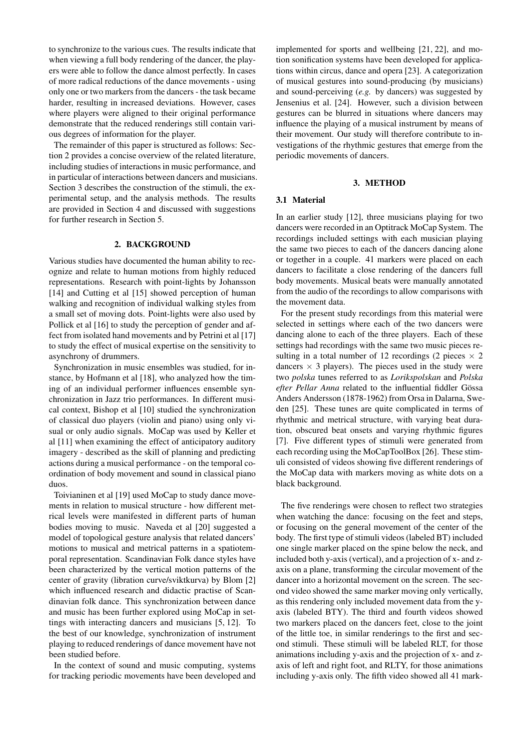to synchronize to the various cues. The results indicate that when viewing a full body rendering of the dancer, the players were able to follow the dance almost perfectly. In cases of more radical reductions of the dance movements - using only one or two markers from the dancers - the task became harder, resulting in increased deviations. However, cases where players were aligned to their original performance demonstrate that the reduced renderings still contain various degrees of information for the player.

The remainder of this paper is structured as follows: Section 2 provides a concise overview of the related literature, including studies of interactions in music performance, and in particular of interactions between dancers and musicians. Section 3 describes the construction of the stimuli, the experimental setup, and the analysis methods. The results are provided in Section 4 and discussed with suggestions for further research in Section 5.

## 2. BACKGROUND

Various studies have documented the human ability to recognize and relate to human motions from highly reduced representations. Research with point-lights by Johansson [14] and Cutting et al [15] showed perception of human walking and recognition of individual walking styles from a small set of moving dots. Point-lights were also used by Pollick et al [16] to study the perception of gender and affect from isolated hand movements and by Petrini et al [17] to study the effect of musical expertise on the sensitivity to asynchrony of drummers.

Synchronization in music ensembles was studied, for instance, by Hofmann et al [18], who analyzed how the timing of an individual performer influences ensemble synchronization in Jazz trio performances. In different musical context, Bishop et al [10] studied the synchronization of classical duo players (violin and piano) using only visual or only audio signals. MoCap was used by Keller et al [11] when examining the effect of anticipatory auditory imagery - described as the skill of planning and predicting actions during a musical performance - on the temporal coordination of body movement and sound in classical piano duos.

Toiviainen et al [19] used MoCap to study dance movements in relation to musical structure - how different metrical levels were manifested in different parts of human bodies moving to music. Naveda et al [20] suggested a model of topological gesture analysis that related dancers' motions to musical and metrical patterns in a spatiotemporal representation. Scandinavian Folk dance styles have been characterized by the vertical motion patterns of the center of gravity (libration curve/sviktkurva) by Blom [2] which influenced research and didactic practise of Scandinavian folk dance. This synchronization between dance and music has been further explored using MoCap in settings with interacting dancers and musicians [5, 12]. To the best of our knowledge, synchronization of instrument playing to reduced renderings of dance movement have not been studied before.

In the context of sound and music computing, systems for tracking periodic movements have been developed and implemented for sports and wellbeing [21, 22], and motion sonification systems have been developed for applications within circus, dance and opera [23]. A categorization of musical gestures into sound-producing (by musicians) and sound-perceiving (*e.g.* by dancers) was suggested by Jensenius et al. [24]. However, such a division between gestures can be blurred in situations where dancers may influence the playing of a musical instrument by means of their movement. Our study will therefore contribute to investigations of the rhythmic gestures that emerge from the periodic movements of dancers.

## 3. METHOD

### 3.1 Material

In an earlier study [12], three musicians playing for two dancers were recorded in an Optitrack MoCap System. The recordings included settings with each musician playing the same two pieces to each of the dancers dancing alone or together in a couple. 41 markers were placed on each dancers to facilitate a close rendering of the dancers full body movements. Musical beats were manually annotated from the audio of the recordings to allow comparisons with the movement data.

For the present study recordings from this material were selected in settings where each of the two dancers were dancing alone to each of the three players. Each of these settings had recordings with the same two music pieces resulting in a total number of 12 recordings (2 pieces $\times$ 2 dancers $\times$ 3 players). The pieces used in the study were two *polska* tunes referred to as *Lorikspolskan* and *Polska efter Pellar Anna* related to the influential fiddler Gössa Anders Andersson (1878-1962) from Orsa in Dalarna, Sweden [25]. These tunes are quite complicated in terms of rhythmic and metrical structure, with varying beat duration, obscured beat onsets and varying rhythmic figures [7]. Five different types of stimuli were generated from each recording using the MoCapToolBox [26]. These stimuli consisted of videos showing five different renderings of the MoCap data with markers moving as white dots on a black background.

The five renderings were chosen to reflect two strategies when watching the dance: focusing on the feet and steps, or focusing on the general movement of the center of the body. The first type of stimuli videos (labeled BT) included one single marker placed on the spine below the neck, and included both y-axis (vertical), and a projection of x- and z-axis on a plane, transforming the circular movement of the dancer into a horizontal movement on the screen. The second video showed the same marker moving only vertically, as this rendering only included movement data from the y-axis (labeled BTY). The third and fourth videos showed two markers placed on the dancers feet, close to the joint of the little toe, in similar renderings to the first and second stimuli. These stimuli will be labeled RLT, for those animations including y-axis and the projection of x- and z-axis of left and right foot, and RLTY, for those animations including y-axis only. The fifth video showed all 41 mark-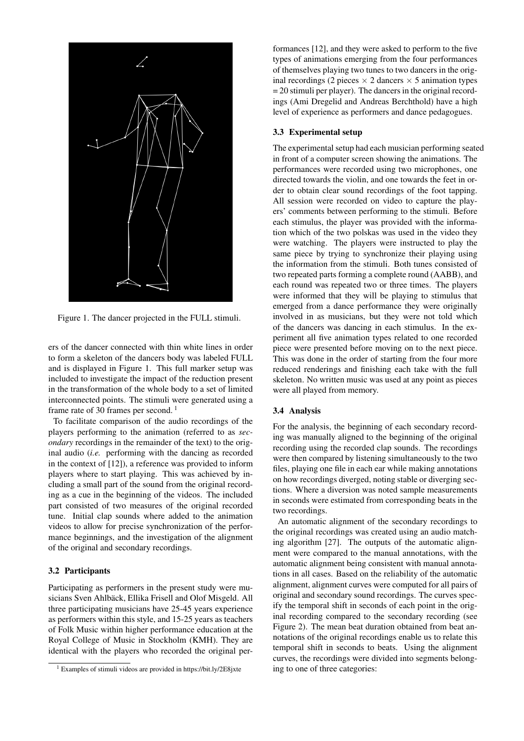Figure 1. The dancer projected in the FULL stimuli.

ers of the dancer connected with thin white lines in order to form a skeleton of the dancers body was labeled FULL and is displayed in Figure 1. This full marker setup was included to investigate the impact of the reduction present in the transformation of the whole body to a set of limited interconnected points. The stimuli were generated using a frame rate of 30 frames per second. [1]

To facilitate comparison of the audio recordings of the players performing to the animation (referred to as *secondary* recordings in the remainder of the text) to the original audio (*i.e.* performing with the dancing as recorded in the context of [12]), a reference was provided to inform players where to start playing. This was achieved by including a small part of the sound from the original recording as a cue in the beginning of the videos. The included part consisted of two measures of the original recorded tune. Initial clap sounds where added to the animation videos to allow for precise synchronization of the performance beginnings, and the investigation of the alignment of the original and secondary recordings.

### 3.2 Participants

Participating as performers in the present study were musicians Sven Ahlbäck, Ellika Frisell and Olof Misgeld. All three participating musicians have 25-45 years experience as performers within this style, and 15-25 years as teachers of Folk Music within higher performance education at the Royal College of Music in Stockholm (KMH). They are identical with the players who recorded the original performances [12], and they were asked to perform to the five types of animations emerging from the four performances of themselves playing two tunes to two dancers in the original recordings (2 pieces $\times$ 2 dancers $\times$ 5 animation types = 20 stimuli per player). The dancers in the original recordings (Ami Dregelid and Andreas Berchthold) have a high level of experience as performers and dance pedagogues.

### 3.3 Experimental setup

The experimental setup had each musician performing seated in front of a computer screen showing the animations. The performances were recorded using two microphones, one directed towards the violin, and one towards the feet in order to obtain clear sound recordings of the foot tapping. All session were recorded on video to capture the players' comments between performing to the stimuli. Before each stimulus, the player was provided with the information which of the two polskas was used in the video they were watching. The players were instructed to play the same piece by trying to synchronize their playing using the information from the stimuli. Both tunes consisted of two repeated parts forming a complete round (AABB), and each round was repeated two or three times. The players were informed that they will be playing to stimulus that emerged from a dance performance they were originally involved in as musicians, but they were not told which of the dancers was dancing in each stimulus. In the experiment all five animation types related to one recorded piece were presented before moving on to the next piece. This was done in the order of starting from the four more reduced renderings and finishing each take with the full skeleton. No written music was used at any point as pieces were all played from memory.

### 3.4 Analysis

For the analysis, the beginning of each secondary recording was manually aligned to the beginning of the original recording using the recorded clap sounds. The recordings were then compared by listening simultaneously to the two files, playing one file in each ear while making annotations on how recordings diverged, noting stable or diverging sections. Where a diversion was noted sample measurements in seconds were estimated from corresponding beats in the two recordings.

An automatic alignment of the secondary recordings to the original recordings was created using an audio matching algorithm [27]. The outputs of the automatic alignment were compared to the manual annotations, with the automatic alignment being consistent with manual annotations in all cases. Based on the reliability of the automatic alignment, alignment curves were computed for all pairs of original and secondary sound recordings. The curves specify the temporal shift in seconds of each point in the original recording compared to the secondary recording (see Figure 2). The mean beat duration obtained from beat annotations of the original recordings enable us to relate this temporal shift in seconds to beats. Using the alignment curves, the recordings were divided into segments belonging to one of three categories:

[1] Examples of stimuli videos are provided in https://bit.ly/2E8jxte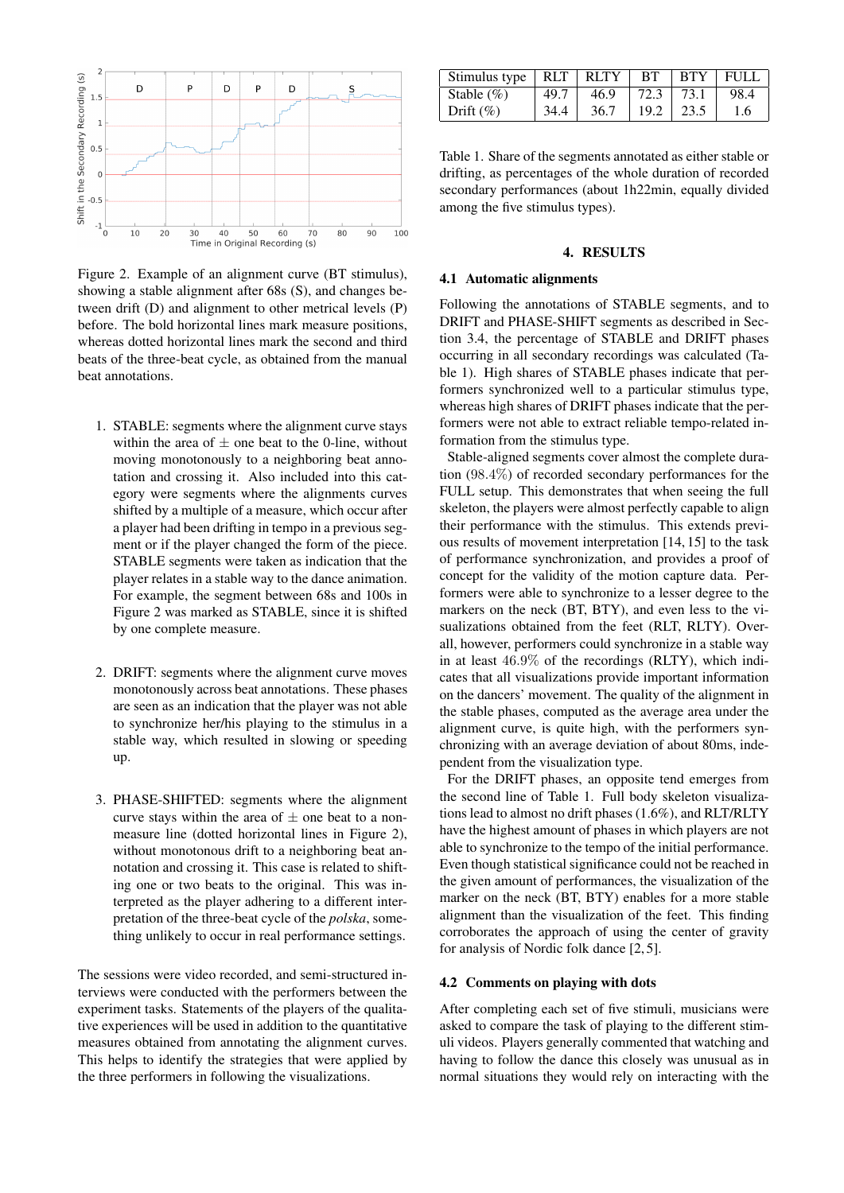Figure 2. Example of an alignment curve (BT stimulus), showing a stable alignment after 68s (S), and changes between drift (D) and alignment to other metrical levels (P) before. The bold horizontal lines mark measure positions, whereas dotted horizontal lines mark the second and third beats of the three-beat cycle, as obtained from the manual beat annotations.

1. STABLE: segments where the alignment curve stays within the area of $\pm$ one beat to the 0-line, without moving monotonously to a neighboring beat annotation and crossing it. Also included into this category were segments where the alignments curves shifted by a multiple of a measure, which occur after a player had been drifting in tempo in a previous segment or if the player changed the form of the piece. STABLE segments were taken as indication that the player relates in a stable way to the dance animation. For example, the segment between 68s and 100s in Figure 2 was marked as STABLE, since it is shifted by one complete measure.

2. DRIFT: segments where the alignment curve moves monotonously across beat annotations. These phases are seen as an indication that the player was not able to synchronize her/his playing to the stimulus in a stable way, which resulted in slowing or speeding up.

3. PHASE-SHIFTED: segments where the alignment curve stays within the area of $\pm$ one beat to a non-measure line (dotted horizontal lines in Figure 2), without monotonous drift to a neighboring beat annotation and crossing it. This case is related to shifting one or two beats to the original. This was interpreted as the player adhering to a different interpretation of the three-beat cycle of the *polska*, something unlikely to occur in real performance settings.

The sessions were video recorded, and semi-structured interviews were conducted with the performers between the experiment tasks. Statements of the players of the qualitative experiences will be used in addition to the quantitative measures obtained from annotating the alignment curves. This helps to identify the strategies that were applied by the three performers in following the visualizations.

| Stimulus type | RLT | RLTY | BT | BTY | FULL |
|---|---|---|---|---|---|
| Stable (%) | 49.7 | 46.9 | 72.3 | 73.1 | 98.4 |
| Drift (%) | 34.4 | 36.7 | 19.2 | 23.5 | 1.6 |

Table 1. Share of the segments annotated as either stable or drifting, as percentages of the whole duration of recorded secondary performances (about 1h22min, equally divided among the five stimulus types).

## 4. RESULTS

### 4.1 Automatic alignments

Following the annotations of STABLE segments, and to DRIFT and PHASE-SHIFT segments as described in Section 3.4, the percentage of STABLE and DRIFT phases occurring in all secondary recordings was calculated (Table 1). High shares of STABLE phases indicate that performers synchronized well to a particular stimulus type, whereas high shares of DRIFT phases indicate that the performers were not able to extract reliable tempo-related information from the stimulus type.

Stable-aligned segments cover almost the complete duration (98.4%) of recorded secondary performances for the FULL setup. This demonstrates that when seeing the full skeleton, the players were almost perfectly capable to align their performance with the stimulus. This extends previous results of movement interpretation [14, 15] to the task of performance synchronization, and provides a proof of concept for the validity of the motion capture data. Performers were able to synchronize to a lesser degree to the markers on the neck (BT, BTY), and even less to the visualizations obtained from the feet (RLT, RLTY). Overall, however, performers could synchronize in a stable way in at least 46.9% of the recordings (RLTY), which indicates that all visualizations provide important information on the dancers' movement. The quality of the alignment in the stable phases, computed as the average area under the alignment curve, is quite high, with the performers synchronizing with an average deviation of about 80ms, independent from the visualization type.

For the DRIFT phases, an opposite tend emerges from the second line of Table 1. Full body skeleton visualizations lead to almost no drift phases (1.6%), and RLT/RLTY have the highest amount of phases in which players are not able to synchronize to the tempo of the initial performance. Even though statistical significance could not be reached in the given amount of performances, the visualization of the marker on the neck (BT, BTY) enables for a more stable alignment than the visualization of the feet. This finding corroborates the approach of using the center of gravity for analysis of Nordic folk dance [2, 5].

### 4.2 Comments on playing with dots

After completing each set of five stimuli, musicians were asked to compare the task of playing to the different stimuli videos. Players generally commented that watching and having to follow the dance this closely was unusual as in normal situations they would rely on interacting with the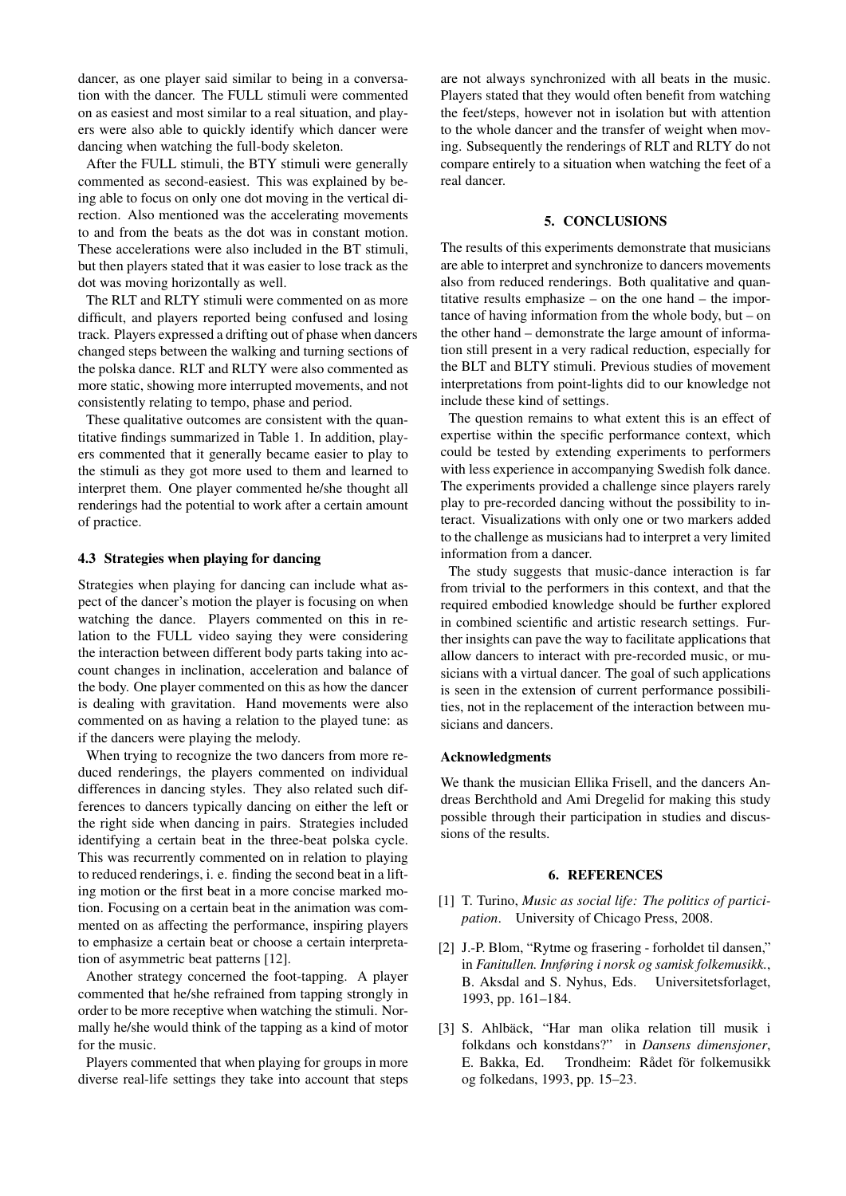dancer, as one player said similar to being in a conversation with the dancer. The FULL stimuli were commented on as easiest and most similar to a real situation, and players were also able to quickly identify which dancer were dancing when watching the full-body skeleton.

After the FULL stimuli, the BTY stimuli were generally commented as second-easiest. This was explained by being able to focus on only one dot moving in the vertical direction. Also mentioned was the accelerating movements to and from the beats as the dot was in constant motion. These accelerations were also included in the BT stimuli, but then players stated that it was easier to lose track as the dot was moving horizontally as well.

The RLT and RLTY stimuli were commented on as more difficult, and players reported being confused and losing track. Players expressed a drifting out of phase when dancers changed steps between the walking and turning sections of the polska dance. RLT and RLTY were also commented as more static, showing more interrupted movements, and not consistently relating to tempo, phase and period.

These qualitative outcomes are consistent with the quantitative findings summarized in Table 1. In addition, players commented that it generally became easier to play to the stimuli as they got more used to them and learned to interpret them. One player commented he/she thought all renderings had the potential to work after a certain amount of practice.

### 4.3 Strategies when playing for dancing

Strategies when playing for dancing can include what aspect of the dancer's motion the player is focusing on when watching the dance. Players commented on this in relation to the FULL video saying they were considering the interaction between different body parts taking into account changes in inclination, acceleration and balance of the body. One player commented on this as how the dancer is dealing with gravitation. Hand movements were also commented on as having a relation to the played tune: as if the dancers were playing the melody.

When trying to recognize the two dancers from more reduced renderings, the players commented on individual differences in dancing styles. They also related such differences to dancers typically dancing on either the left or the right side when dancing in pairs. Strategies included identifying a certain beat in the three-beat polska cycle. This was recurrently commented on in relation to playing to reduced renderings, i. e. finding the second beat in a lifting motion or the first beat in a more concise marked motion. Focusing on a certain beat in the animation was commented on as affecting the performance, inspiring players to emphasize a certain beat or choose a certain interpretation of asymmetric beat patterns [12].

Another strategy concerned the foot-tapping. A player commented that he/she refrained from tapping strongly in order to be more receptive when watching the stimuli. Normally he/she would think of the tapping as a kind of motor for the music.

Players commented that when playing for groups in more diverse real-life settings they take into account that steps are not always synchronized with all beats in the music. Players stated that they would often benefit from watching the feet/steps, however not in isolation but with attention to the whole dancer and the transfer of weight when moving. Subsequently the renderings of RLT and RLTY do not compare entirely to a situation when watching the feet of a real dancer.

## 5. CONCLUSIONS

The results of this experiments demonstrate that musicians are able to interpret and synchronize to dancers movements also from reduced renderings. Both qualitative and quantitative results emphasize – on the one hand – the importance of having information from the whole body, but – on the other hand – demonstrate the large amount of information still present in a very radical reduction, especially for the BLT and BLTY stimuli. Previous studies of movement interpretations from point-lights did to our knowledge not include these kind of settings.

The question remains to what extent this is an effect of expertise within the specific performance context, which could be tested by extending experiments to performers with less experience in accompanying Swedish folk dance. The experiments provided a challenge since players rarely play to pre-recorded dancing without the possibility to interact. Visualizations with only one or two markers added to the challenge as musicians had to interpret a very limited information from a dancer.

The study suggests that music-dance interaction is far from trivial to the performers in this context, and that the required embodied knowledge should be further explored in combined scientific and artistic research settings. Further insights can pave the way to facilitate applications that allow dancers to interact with pre-recorded music, or musicians with a virtual dancer. The goal of such applications is seen in the extension of current performance possibilities, not in the replacement of the interaction between musicians and dancers.

### Acknowledgments

We thank the musician Ellika Frisell, and the dancers Andreas Berchthold and Ami Dregelid for making this study possible through their participation in studies and discussions of the results.

## 6. REFERENCES

[1] T. Turino, *Music as social life: The politics of participation*. University of Chicago Press, 2008.

[2] J.-P. Blom, "Rytme og frasering - forholdet til dansen," in *Fanitullen. Innføring i norsk og samisk folkemusikk.*, B. Aksdal and S. Nyhus, Eds. Universitetsforlaget, 1993, pp. 161–184.

[3] S. Ahlbäck, "Har man olika relation till musik i folkdans och konstdans?" in *Dansens dimensjoner*, E. Bakka, Ed. Trondheim: Rådet för folkemusikk og folkedans, 1993, pp. 15–23.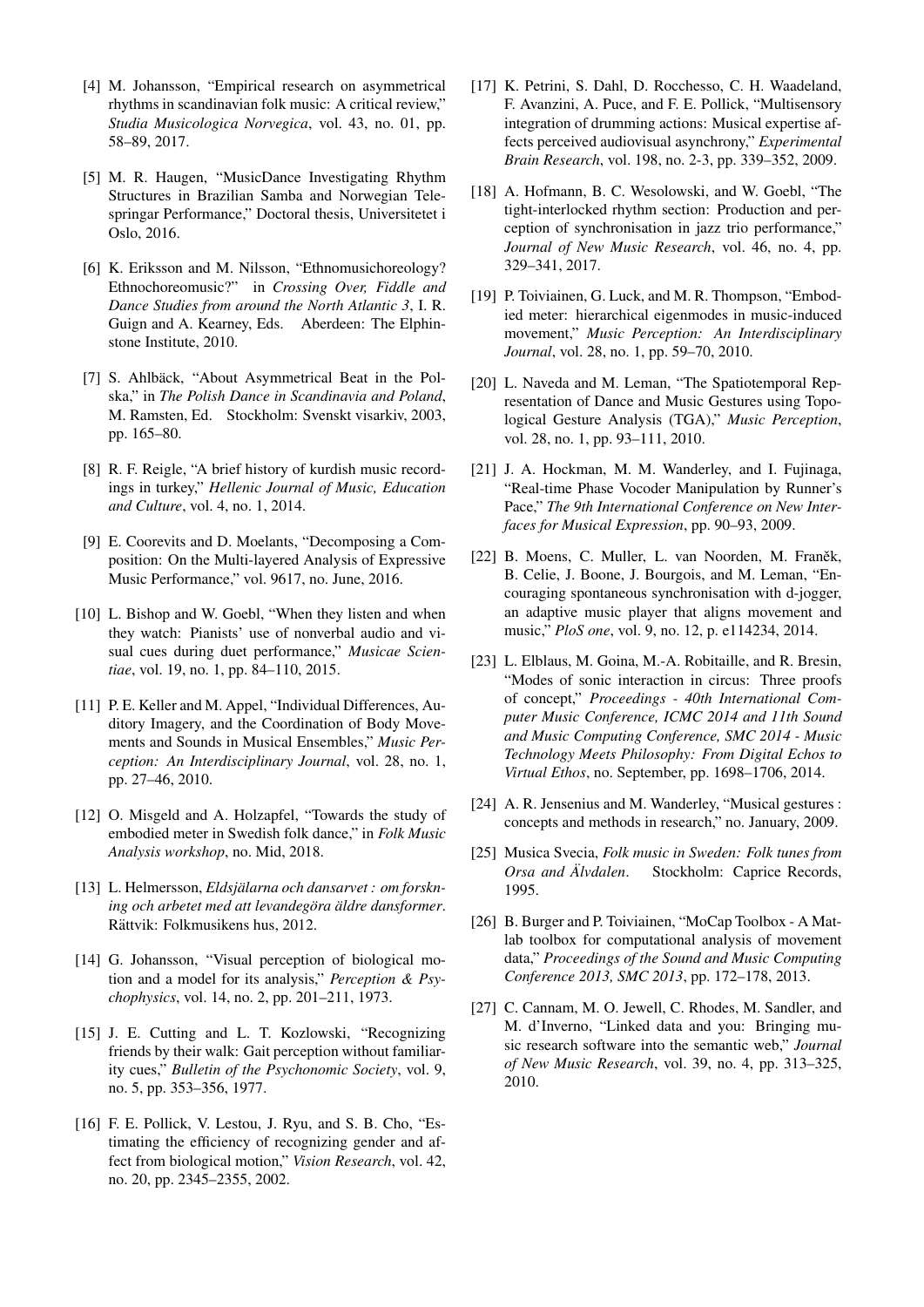[4] M. Johansson, "Empirical research on asymmetrical rhythms in scandinavian folk music: A critical review," *Studia Musicologica Norvegica*, vol. 43, no. 01, pp. 58–89, 2017.

[5] M. R. Haugen, "MusicDance Investigating Rhythm Structures in Brazilian Samba and Norwegian Telespringar Performance," Doctoral thesis, Universitetet i Oslo, 2016.

[6] K. Eriksson and M. Nilsson, "Ethnomusichoreology? Ethnochoreomusic?" in *Crossing Over, Fiddle and Dance Studies from around the North Atlantic 3*, I. R. Guign and A. Kearney, Eds. Aberdeen: The Elphinstone Institute, 2010.

[7] S. Ahlbäck, "About Asymmetrical Beat in the Polska," in *The Polish Dance in Scandinavia and Poland*, M. Ramsten, Ed. Stockholm: Svenskt visarkiv, 2003, pp. 165–80.

[8] R. F. Reigle, "A brief history of kurdish music recordings in turkey," *Hellenic Journal of Music, Education and Culture*, vol. 4, no. 1, 2014.

[9] E. Coorevits and D. Moelants, "Decomposing a Composition: On the Multi-layered Analysis of Expressive Music Performance," vol. 9617, no. June, 2016.

[10] L. Bishop and W. Goebl, "When they listen and when they watch: Pianists' use of nonverbal audio and visual cues during duet performance," *Musicae Scientiae*, vol. 19, no. 1, pp. 84–110, 2015.

[11] P. E. Keller and M. Appel, "Individual Differences, Auditory Imagery, and the Coordination of Body Movements and Sounds in Musical Ensembles," *Music Perception: An Interdisciplinary Journal*, vol. 28, no. 1, pp. 27–46, 2010.

[12] O. Misgeld and A. Holzapfel, "Towards the study of embodied meter in Swedish folk dance," in *Folk Music Analysis workshop*, no. Mid, 2018.

[13] L. Helmersson, *Eldsjälarna och dansarvet : om forskning och arbetet med att levandegöra äldre dansformer*. Rättvik: Folkmusikens hus, 2012.

[14] G. Johansson, "Visual perception of biological motion and a model for its analysis," *Perception & Psychophysics*, vol. 14, no. 2, pp. 201–211, 1973.

[15] J. E. Cutting and L. T. Kozlowski, "Recognizing friends by their walk: Gait perception without familiarity cues," *Bulletin of the Psychonomic Society*, vol. 9, no. 5, pp. 353–356, 1977.

[16] F. E. Pollick, V. Lestou, J. Ryu, and S. B. Cho, "Estimating the efficiency of recognizing gender and affect from biological motion," *Vision Research*, vol. 42, no. 20, pp. 2345–2355, 2002.

[17] K. Petrini, S. Dahl, D. Rocchesso, C. H. Waadeland, F. Avanzini, A. Puce, and F. E. Pollick, "Multisensory integration of drumming actions: Musical expertise affects perceived audiovisual asynchrony," *Experimental Brain Research*, vol. 198, no. 2-3, pp. 339–352, 2009.

[18] A. Hofmann, B. C. Wesolowski, and W. Goebl, "The tight-interlocked rhythm section: Production and perception of synchronisation in jazz trio performance," *Journal of New Music Research*, vol. 46, no. 4, pp. 329–341, 2017.

[19] P. Toiviainen, G. Luck, and M. R. Thompson, "Embodied meter: hierarchical eigenmodes in music-induced movement," *Music Perception: An Interdisciplinary Journal*, vol. 28, no. 1, pp. 59–70, 2010.

[20] L. Naveda and M. Leman, "The Spatiotemporal Representation of Dance and Music Gestures using Topological Gesture Analysis (TGA)," *Music Perception*, vol. 28, no. 1, pp. 93–111, 2010.

[21] J. A. Hockman, M. M. Wanderley, and I. Fujinaga, "Real-time Phase Vocoder Manipulation by Runner's Pace," *The 9th International Conference on New Interfaces for Musical Expression*, pp. 90–93, 2009.

[22] B. Moens, C. Muller, L. van Noorden, M. Franěk, B. Celie, J. Boone, J. Bourgois, and M. Leman, "Encouraging spontaneous synchronisation with d-jogger, an adaptive music player that aligns movement and music," *PloS one*, vol. 9, no. 12, p. e114234, 2014.

[23] L. Elblaus, M. Goina, M.-A. Robitaille, and R. Bresin, "Modes of sonic interaction in circus: Three proofs of concept," *Proceedings - 40th International Computer Music Conference, ICMC 2014 and 11th Sound and Music Computing Conference, SMC 2014 - Music Technology Meets Philosophy: From Digital Echos to Virtual Ethos*, no. September, pp. 1698–1706, 2014.

[24] A. R. Jensenius and M. Wanderley, "Musical gestures : concepts and methods in research," no. January, 2009.

[25] Musica Svecia, *Folk music in Sweden: Folk tunes from Orsa and Älvdalen*. Stockholm: Caprice Records, 1995.

[26] B. Burger and P. Toiviainen, "MoCap Toolbox - A Matlab toolbox for computational analysis of movement data," *Proceedings of the Sound and Music Computing Conference 2013, SMC 2013*, pp. 172–178, 2013.

[27] C. Cannam, M. O. Jewell, C. Rhodes, M. Sandler, and M. d'Inverno, "Linked data and you: Bringing music research software into the semantic web," *Journal of New Music Research*, vol. 39, no. 4, pp. 313–325, 2010.